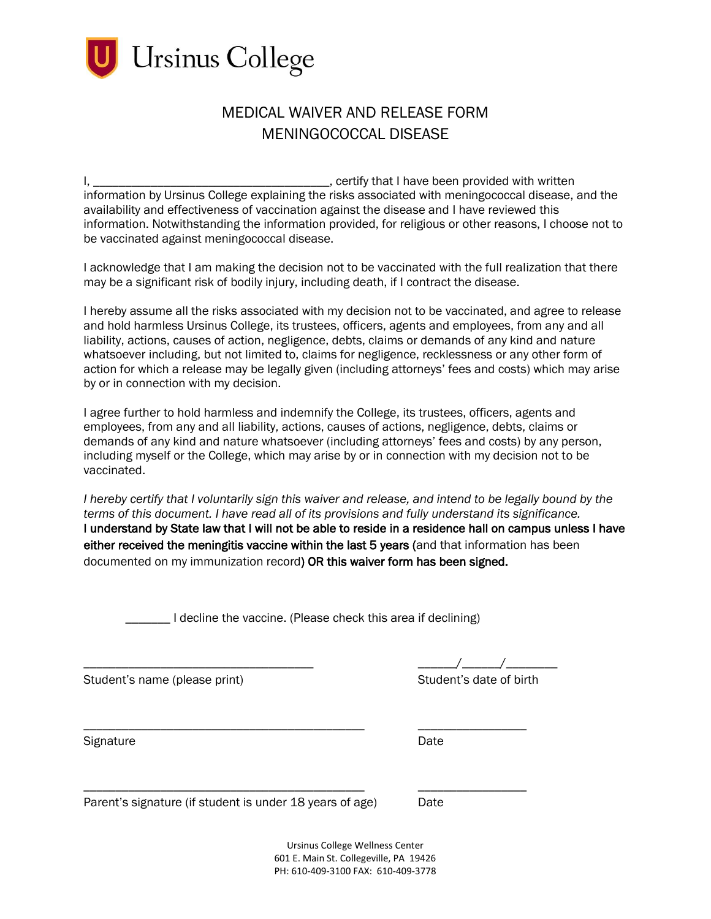Ursinus College

# MEDICAL WAIVER AND RELEASE FORM
# MENINGOCOCCAL DISEASE

I, ____________________________________, certify that I have been provided with written information by Ursinus College explaining the risks associated with meningococcal disease, and the availability and effectiveness of vaccination against the disease and I have reviewed this information. Notwithstanding the information provided, for religious or other reasons, I choose not to be vaccinated against meningococcal disease.

I acknowledge that I am making the decision not to be vaccinated with the full realization that there may be a significant risk of bodily injury, including death, if I contract the disease.

I hereby assume all the risks associated with my decision not to be vaccinated, and agree to release and hold harmless Ursinus College, its trustees, officers, agents and employees, from any and all liability, actions, causes of action, negligence, debts, claims or demands of any kind and nature whatsoever including, but not limited to, claims for negligence, recklessness or any other form of action for which a release may be legally given (including attorneys' fees and costs) which may arise by or in connection with my decision.

I agree further to hold harmless and indemnify the College, its trustees, officers, agents and employees, from any and all liability, actions, causes of actions, negligence, debts, claims or demands of any kind and nature whatsoever (including attorneys' fees and costs) by any person, including myself or the College, which may arise by or in connection with my decision not to be vaccinated.

*I hereby certify that I voluntarily sign this waiver and release, and intend to be legally bound by the terms of this document. I have read all of its provisions and fully understand its significance.*
**I understand by State law that I will not be able to reside in a residence hall on campus unless I have either received the meningitis vaccine within the last 5 years (**and that information has been documented on my immunization record**) OR this waiver form has been signed.**

_______ I decline the vaccine. (Please check this area if declining)

____________________________________ ______/______/________
Student's name (please print) Student's date of birth

____________________________________________ _________________
Signature Date

____________________________________________ _________________
Parent's signature (if student is under 18 years of age) Date

Ursinus College Wellness Center
601 E. Main St. Collegeville, PA 19426
PH: 610-409-3100 FAX: 610-409-3778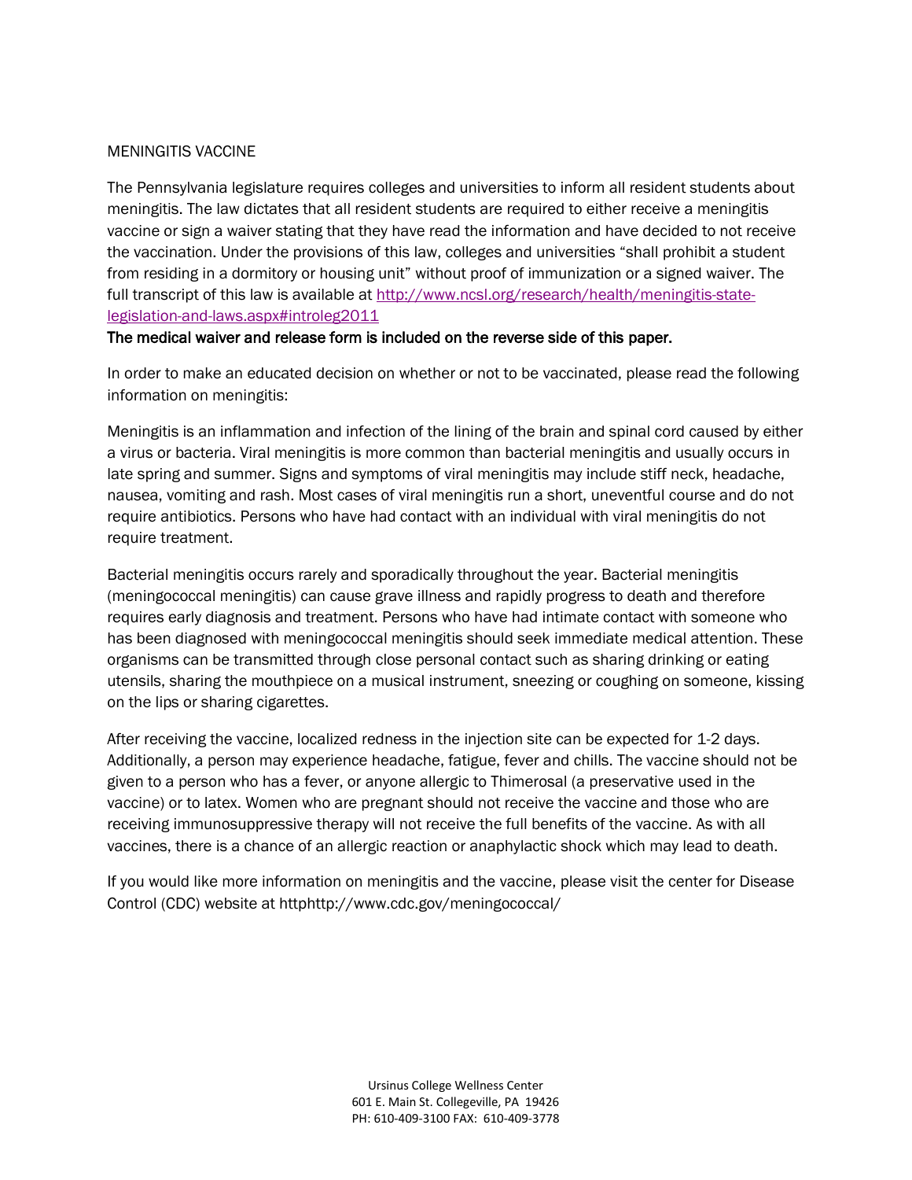MENINGITIS VACCINE

The Pennsylvania legislature requires colleges and universities to inform all resident students about meningitis. The law dictates that all resident students are required to either receive a meningitis vaccine or sign a waiver stating that they have read the information and have decided to not receive the vaccination. Under the provisions of this law, colleges and universities "shall prohibit a student from residing in a dormitory or housing unit" without proof of immunization or a signed waiver. The full transcript of this law is available at [http://www.ncsl.org/research/health/meningitis-state-legislation-and-laws.aspx#introleg2011](http://www.ncsl.org/research/health/meningitis-state-legislation-and-laws.aspx#introleg2011)

**The medical waiver and release form is included on the reverse side of this paper.**

In order to make an educated decision on whether or not to be vaccinated, please read the following information on meningitis:

Meningitis is an inflammation and infection of the lining of the brain and spinal cord caused by either a virus or bacteria. Viral meningitis is more common than bacterial meningitis and usually occurs in late spring and summer. Signs and symptoms of viral meningitis may include stiff neck, headache, nausea, vomiting and rash. Most cases of viral meningitis run a short, uneventful course and do not require antibiotics. Persons who have had contact with an individual with viral meningitis do not require treatment.

Bacterial meningitis occurs rarely and sporadically throughout the year. Bacterial meningitis (meningococcal meningitis) can cause grave illness and rapidly progress to death and therefore requires early diagnosis and treatment. Persons who have had intimate contact with someone who has been diagnosed with meningococcal meningitis should seek immediate medical attention. These organisms can be transmitted through close personal contact such as sharing drinking or eating utensils, sharing the mouthpiece on a musical instrument, sneezing or coughing on someone, kissing on the lips or sharing cigarettes.

After receiving the vaccine, localized redness in the injection site can be expected for 1-2 days. Additionally, a person may experience headache, fatigue, fever and chills. The vaccine should not be given to a person who has a fever, or anyone allergic to Thimerosal (a preservative used in the vaccine) or to latex. Women who are pregnant should not receive the vaccine and those who are receiving immunosuppressive therapy will not receive the full benefits of the vaccine. As with all vaccines, there is a chance of an allergic reaction or anaphylactic shock which may lead to death.

If you would like more information on meningitis and the vaccine, please visit the center for Disease Control (CDC) website at httphttp://www.cdc.gov/meningococcal/

Ursinus College Wellness Center
601 E. Main St. Collegeville, PA 19426
PH: 610-409-3100 FAX: 610-409-3778